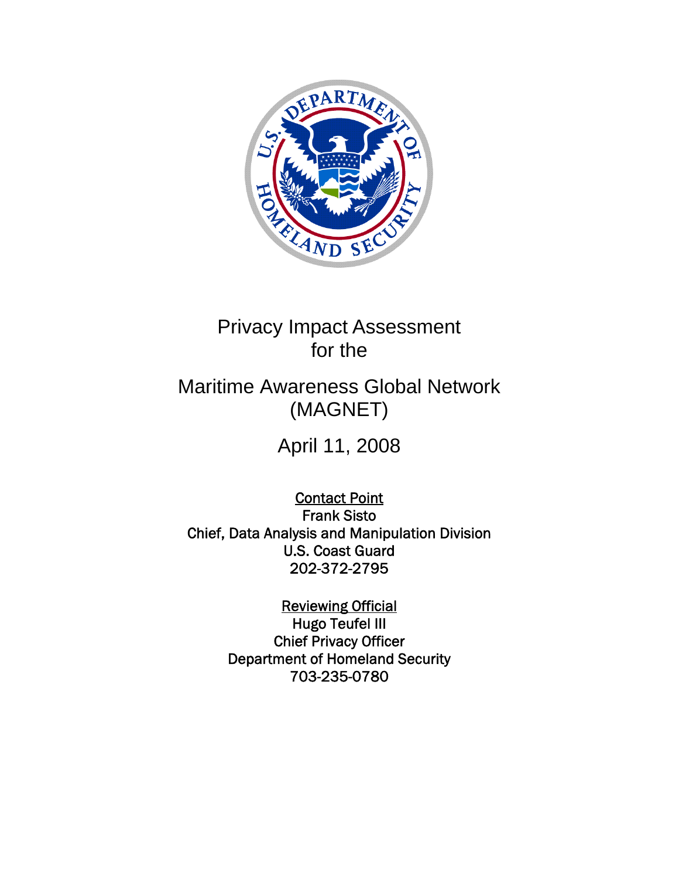# Privacy Impact Assessment for the Maritime Awareness Global Network (MAGNET)

April 11, 2008

**Contact Point**
Frank Sisto
Chief, Data Analysis and Manipulation Division
U.S. Coast Guard
202-372-2795

**Reviewing Official**
Hugo Teufel III
Chief Privacy Officer
Department of Homeland Security
703-235-0780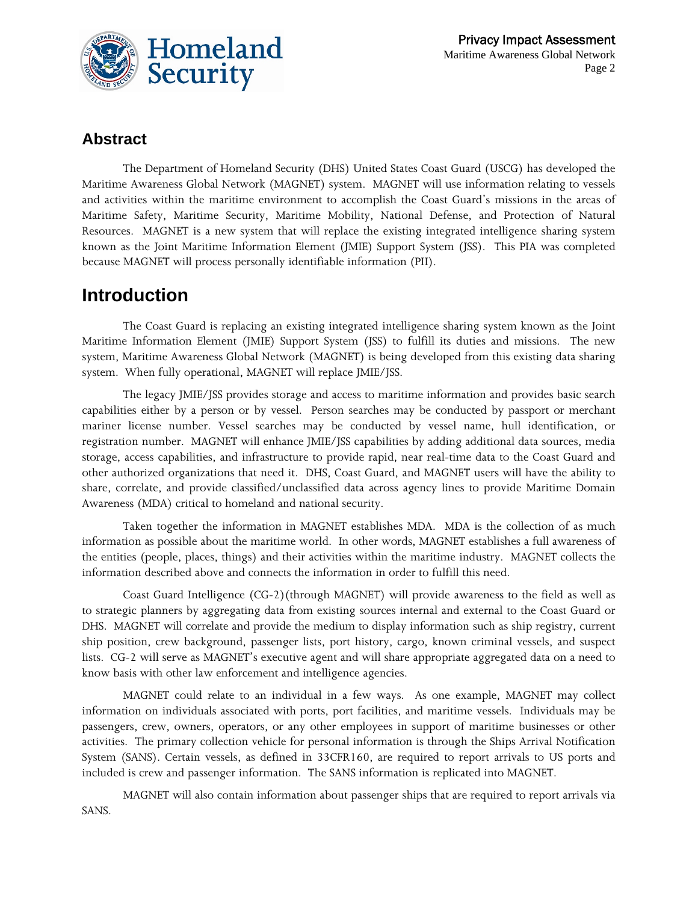## Abstract

The Department of Homeland Security (DHS) United States Coast Guard (USCG) has developed the Maritime Awareness Global Network (MAGNET) system. MAGNET will use information relating to vessels and activities within the maritime environment to accomplish the Coast Guard's missions in the areas of Maritime Safety, Maritime Security, Maritime Mobility, National Defense, and Protection of Natural Resources. MAGNET is a new system that will replace the existing integrated intelligence sharing system known as the Joint Maritime Information Element (JMIE) Support System (JSS). This PIA was completed because MAGNET will process personally identifiable information (PII).

# Introduction

The Coast Guard is replacing an existing integrated intelligence sharing system known as the Joint Maritime Information Element (JMIE) Support System (JSS) to fulfill its duties and missions. The new system, Maritime Awareness Global Network (MAGNET) is being developed from this existing data sharing system. When fully operational, MAGNET will replace JMIE/JSS.

The legacy JMIE/JSS provides storage and access to maritime information and provides basic search capabilities either by a person or by vessel. Person searches may be conducted by passport or merchant mariner license number. Vessel searches may be conducted by vessel name, hull identification, or registration number. MAGNET will enhance JMIE/JSS capabilities by adding additional data sources, media storage, access capabilities, and infrastructure to provide rapid, near real-time data to the Coast Guard and other authorized organizations that need it. DHS, Coast Guard, and MAGNET users will have the ability to share, correlate, and provide classified/unclassified data across agency lines to provide Maritime Domain Awareness (MDA) critical to homeland and national security.

Taken together the information in MAGNET establishes MDA. MDA is the collection of as much information as possible about the maritime world. In other words, MAGNET establishes a full awareness of the entities (people, places, things) and their activities within the maritime industry. MAGNET collects the information described above and connects the information in order to fulfill this need.

Coast Guard Intelligence (CG-2)(through MAGNET) will provide awareness to the field as well as to strategic planners by aggregating data from existing sources internal and external to the Coast Guard or DHS. MAGNET will correlate and provide the medium to display information such as ship registry, current ship position, crew background, passenger lists, port history, cargo, known criminal vessels, and suspect lists. CG-2 will serve as MAGNET's executive agent and will share appropriate aggregated data on a need to know basis with other law enforcement and intelligence agencies.

MAGNET could relate to an individual in a few ways. As one example, MAGNET may collect information on individuals associated with ports, port facilities, and maritime vessels. Individuals may be passengers, crew, owners, operators, or any other employees in support of maritime businesses or other activities. The primary collection vehicle for personal information is through the Ships Arrival Notification System (SANS). Certain vessels, as defined in 33CFR160, are required to report arrivals to US ports and included is crew and passenger information. The SANS information is replicated into MAGNET.

MAGNET will also contain information about passenger ships that are required to report arrivals via SANS.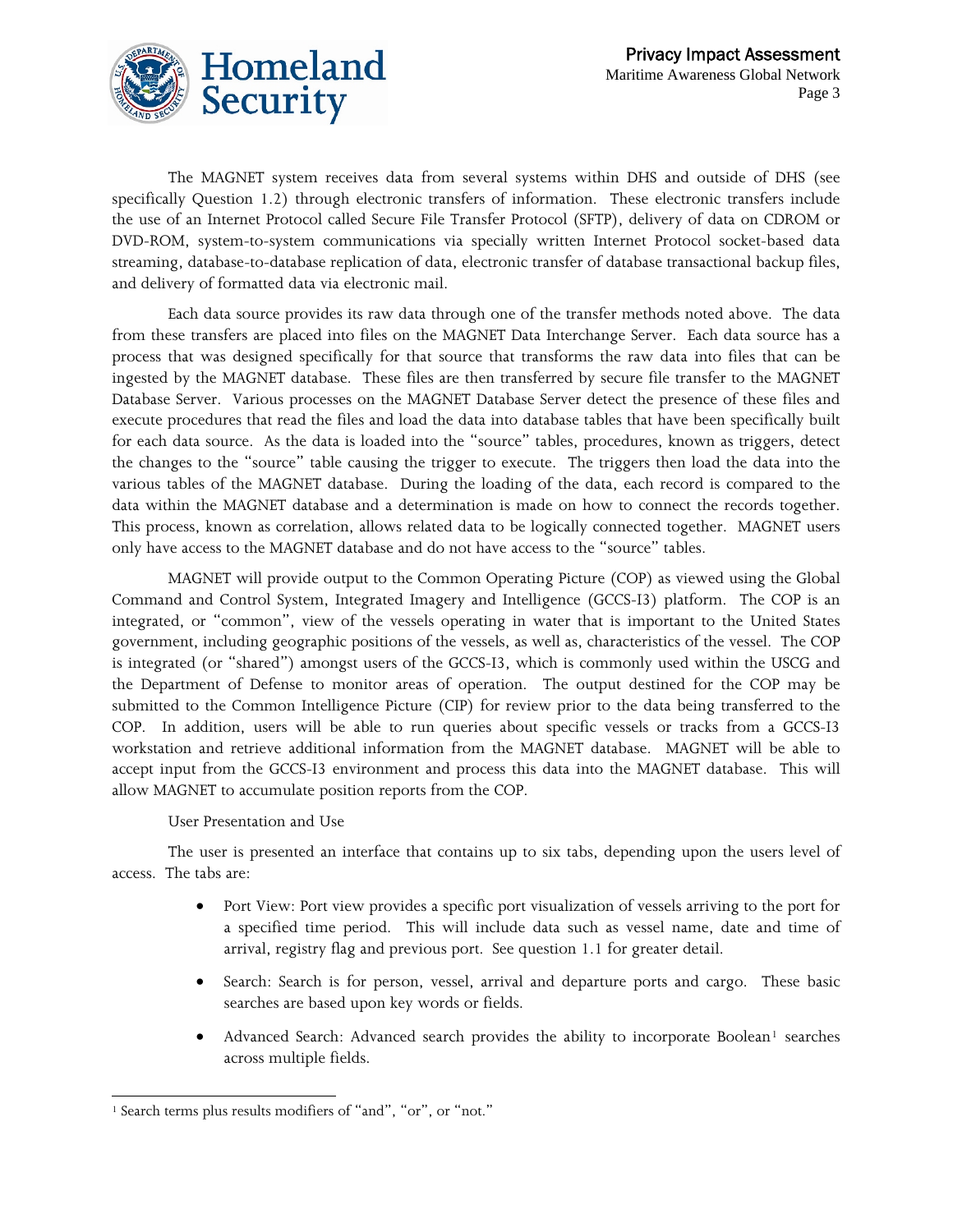The MAGNET system receives data from several systems within DHS and outside of DHS (see specifically Question 1.2) through electronic transfers of information. These electronic transfers include the use of an Internet Protocol called Secure File Transfer Protocol (SFTP), delivery of data on CDROM or DVD-ROM, system-to-system communications via specially written Internet Protocol socket-based data streaming, database-to-database replication of data, electronic transfer of database transactional backup files, and delivery of formatted data via electronic mail.

Each data source provides its raw data through one of the transfer methods noted above. The data from these transfers are placed into files on the MAGNET Data Interchange Server. Each data source has a process that was designed specifically for that source that transforms the raw data into files that can be ingested by the MAGNET database. These files are then transferred by secure file transfer to the MAGNET Database Server. Various processes on the MAGNET Database Server detect the presence of these files and execute procedures that read the files and load the data into database tables that have been specifically built for each data source. As the data is loaded into the "source" tables, procedures, known as triggers, detect the changes to the "source" table causing the trigger to execute. The triggers then load the data into the various tables of the MAGNET database. During the loading of the data, each record is compared to the data within the MAGNET database and a determination is made on how to connect the records together. This process, known as correlation, allows related data to be logically connected together. MAGNET users only have access to the MAGNET database and do not have access to the "source" tables.

MAGNET will provide output to the Common Operating Picture (COP) as viewed using the Global Command and Control System, Integrated Imagery and Intelligence (GCCS-I3) platform. The COP is an integrated, or "common", view of the vessels operating in water that is important to the United States government, including geographic positions of the vessels, as well as, characteristics of the vessel. The COP is integrated (or "shared") amongst users of the GCCS-I3, which is commonly used within the USCG and the Department of Defense to monitor areas of operation. The output destined for the COP may be submitted to the Common Intelligence Picture (CIP) for review prior to the data being transferred to the COP. In addition, users will be able to run queries about specific vessels or tracks from a GCCS-I3 workstation and retrieve additional information from the MAGNET database. MAGNET will be able to accept input from the GCCS-I3 environment and process this data into the MAGNET database. This will allow MAGNET to accumulate position reports from the COP.

User Presentation and Use

The user is presented an interface that contains up to six tabs, depending upon the users level of access. The tabs are:

- Port View: Port view provides a specific port visualization of vessels arriving to the port for a specified time period. This will include data such as vessel name, date and time of arrival, registry flag and previous port. See question 1.1 for greater detail.
- Search: Search is for person, vessel, arrival and departure ports and cargo. These basic searches are based upon key words or fields.
- Advanced Search: Advanced search provides the ability to incorporate Boolean[1] searches across multiple fields.

[1] Search terms plus results modifiers of "and", "or", or "not."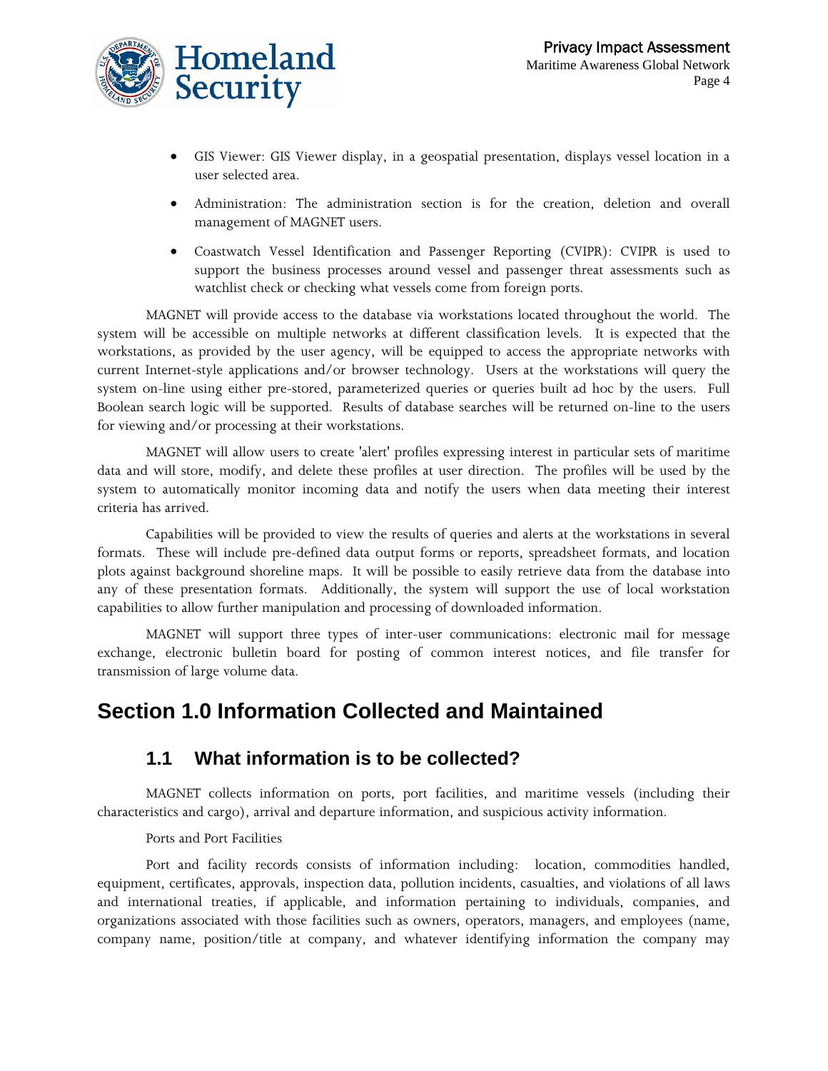- GIS Viewer: GIS Viewer display, in a geospatial presentation, displays vessel location in a user selected area.
- Administration: The administration section is for the creation, deletion and overall management of MAGNET users.
- Coastwatch Vessel Identification and Passenger Reporting (CVIPR): CVIPR is used to support the business processes around vessel and passenger threat assessments such as watchlist check or checking what vessels come from foreign ports.

MAGNET will provide access to the database via workstations located throughout the world. The system will be accessible on multiple networks at different classification levels. It is expected that the workstations, as provided by the user agency, will be equipped to access the appropriate networks with current Internet-style applications and/or browser technology. Users at the workstations will query the system on-line using either pre-stored, parameterized queries or queries built ad hoc by the users. Full Boolean search logic will be supported. Results of database searches will be returned on-line to the users for viewing and/or processing at their workstations.

MAGNET will allow users to create 'alert' profiles expressing interest in particular sets of maritime data and will store, modify, and delete these profiles at user direction. The profiles will be used by the system to automatically monitor incoming data and notify the users when data meeting their interest criteria has arrived.

Capabilities will be provided to view the results of queries and alerts at the workstations in several formats. These will include pre-defined data output forms or reports, spreadsheet formats, and location plots against background shoreline maps. It will be possible to easily retrieve data from the database into any of these presentation formats. Additionally, the system will support the use of local workstation capabilities to allow further manipulation and processing of downloaded information.

MAGNET will support three types of inter-user communications: electronic mail for message exchange, electronic bulletin board for posting of common interest notices, and file transfer for transmission of large volume data.

# Section 1.0 Information Collected and Maintained

## 1.1 What information is to be collected?

MAGNET collects information on ports, port facilities, and maritime vessels (including their characteristics and cargo), arrival and departure information, and suspicious activity information.

Ports and Port Facilities

Port and facility records consists of information including: location, commodities handled, equipment, certificates, approvals, inspection data, pollution incidents, casualties, and violations of all laws and international treaties, if applicable, and information pertaining to individuals, companies, and organizations associated with those facilities such as owners, operators, managers, and employees (name, company name, position/title at company, and whatever identifying information the company may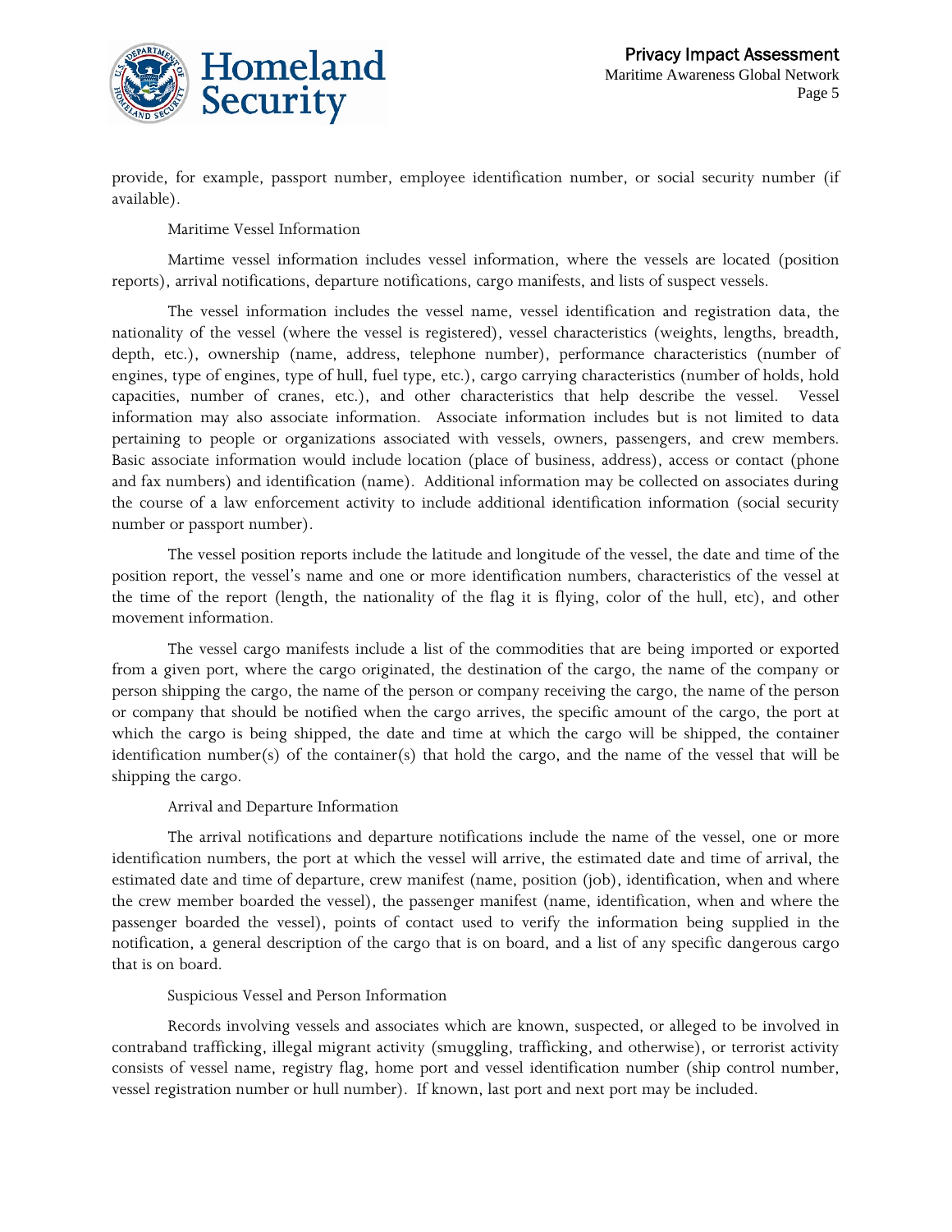provide, for example, passport number, employee identification number, or social security number (if available).

Maritime Vessel Information

Martime vessel information includes vessel information, where the vessels are located (position reports), arrival notifications, departure notifications, cargo manifests, and lists of suspect vessels.

The vessel information includes the vessel name, vessel identification and registration data, the nationality of the vessel (where the vessel is registered), vessel characteristics (weights, lengths, breadth, depth, etc.), ownership (name, address, telephone number), performance characteristics (number of engines, type of engines, type of hull, fuel type, etc.), cargo carrying characteristics (number of holds, hold capacities, number of cranes, etc.), and other characteristics that help describe the vessel. Vessel information may also associate information. Associate information includes but is not limited to data pertaining to people or organizations associated with vessels, owners, passengers, and crew members. Basic associate information would include location (place of business, address), access or contact (phone and fax numbers) and identification (name). Additional information may be collected on associates during the course of a law enforcement activity to include additional identification information (social security number or passport number).

The vessel position reports include the latitude and longitude of the vessel, the date and time of the position report, the vessel's name and one or more identification numbers, characteristics of the vessel at the time of the report (length, the nationality of the flag it is flying, color of the hull, etc), and other movement information.

The vessel cargo manifests include a list of the commodities that are being imported or exported from a given port, where the cargo originated, the destination of the cargo, the name of the company or person shipping the cargo, the name of the person or company receiving the cargo, the name of the person or company that should be notified when the cargo arrives, the specific amount of the cargo, the port at which the cargo is being shipped, the date and time at which the cargo will be shipped, the container identification number(s) of the container(s) that hold the cargo, and the name of the vessel that will be shipping the cargo.

Arrival and Departure Information

The arrival notifications and departure notifications include the name of the vessel, one or more identification numbers, the port at which the vessel will arrive, the estimated date and time of arrival, the estimated date and time of departure, crew manifest (name, position (job), identification, when and where the crew member boarded the vessel), the passenger manifest (name, identification, when and where the passenger boarded the vessel), points of contact used to verify the information being supplied in the notification, a general description of the cargo that is on board, and a list of any specific dangerous cargo that is on board.

Suspicious Vessel and Person Information

Records involving vessels and associates which are known, suspected, or alleged to be involved in contraband trafficking, illegal migrant activity (smuggling, trafficking, and otherwise), or terrorist activity consists of vessel name, registry flag, home port and vessel identification number (ship control number, vessel registration number or hull number). If known, last port and next port may be included.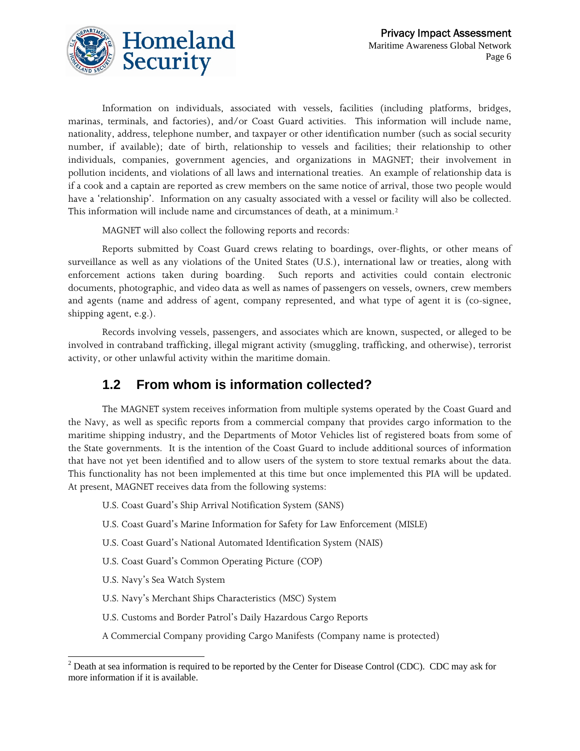Information on individuals, associated with vessels, facilities (including platforms, bridges, marinas, terminals, and factories), and/or Coast Guard activities. This information will include name, nationality, address, telephone number, and taxpayer or other identification number (such as social security number, if available); date of birth, relationship to vessels and facilities; their relationship to other individuals, companies, government agencies, and organizations in MAGNET; their involvement in pollution incidents, and violations of all laws and international treaties. An example of relationship data is if a cook and a captain are reported as crew members on the same notice of arrival, those two people would have a 'relationship'. Information on any casualty associated with a vessel or facility will also be collected. This information will include name and circumstances of death, at a minimum.[2]

MAGNET will also collect the following reports and records:

Reports submitted by Coast Guard crews relating to boardings, over-flights, or other means of surveillance as well as any violations of the United States (U.S.), international law or treaties, along with enforcement actions taken during boarding. Such reports and activities could contain electronic documents, photographic, and video data as well as names of passengers on vessels, owners, crew members and agents (name and address of agent, company represented, and what type of agent it is (co-signee, shipping agent, e.g.).

Records involving vessels, passengers, and associates which are known, suspected, or alleged to be involved in contraband trafficking, illegal migrant activity (smuggling, trafficking, and otherwise), terrorist activity, or other unlawful activity within the maritime domain.

## 1.2 From whom is information collected?

The MAGNET system receives information from multiple systems operated by the Coast Guard and the Navy, as well as specific reports from a commercial company that provides cargo information to the maritime shipping industry, and the Departments of Motor Vehicles list of registered boats from some of the State governments. It is the intention of the Coast Guard to include additional sources of information that have not yet been identified and to allow users of the system to store textual remarks about the data. This functionality has not been implemented at this time but once implemented this PIA will be updated. At present, MAGNET receives data from the following systems:

U.S. Coast Guard's Ship Arrival Notification System (SANS)

U.S. Coast Guard's Marine Information for Safety for Law Enforcement (MISLE)

U.S. Coast Guard's National Automated Identification System (NAIS)

U.S. Coast Guard's Common Operating Picture (COP)

U.S. Navy's Sea Watch System

U.S. Navy's Merchant Ships Characteristics (MSC) System

U.S. Customs and Border Patrol's Daily Hazardous Cargo Reports

A Commercial Company providing Cargo Manifests (Company name is protected)

---

[2] Death at sea information is required to be reported by the Center for Disease Control (CDC). CDC may ask for more information if it is available.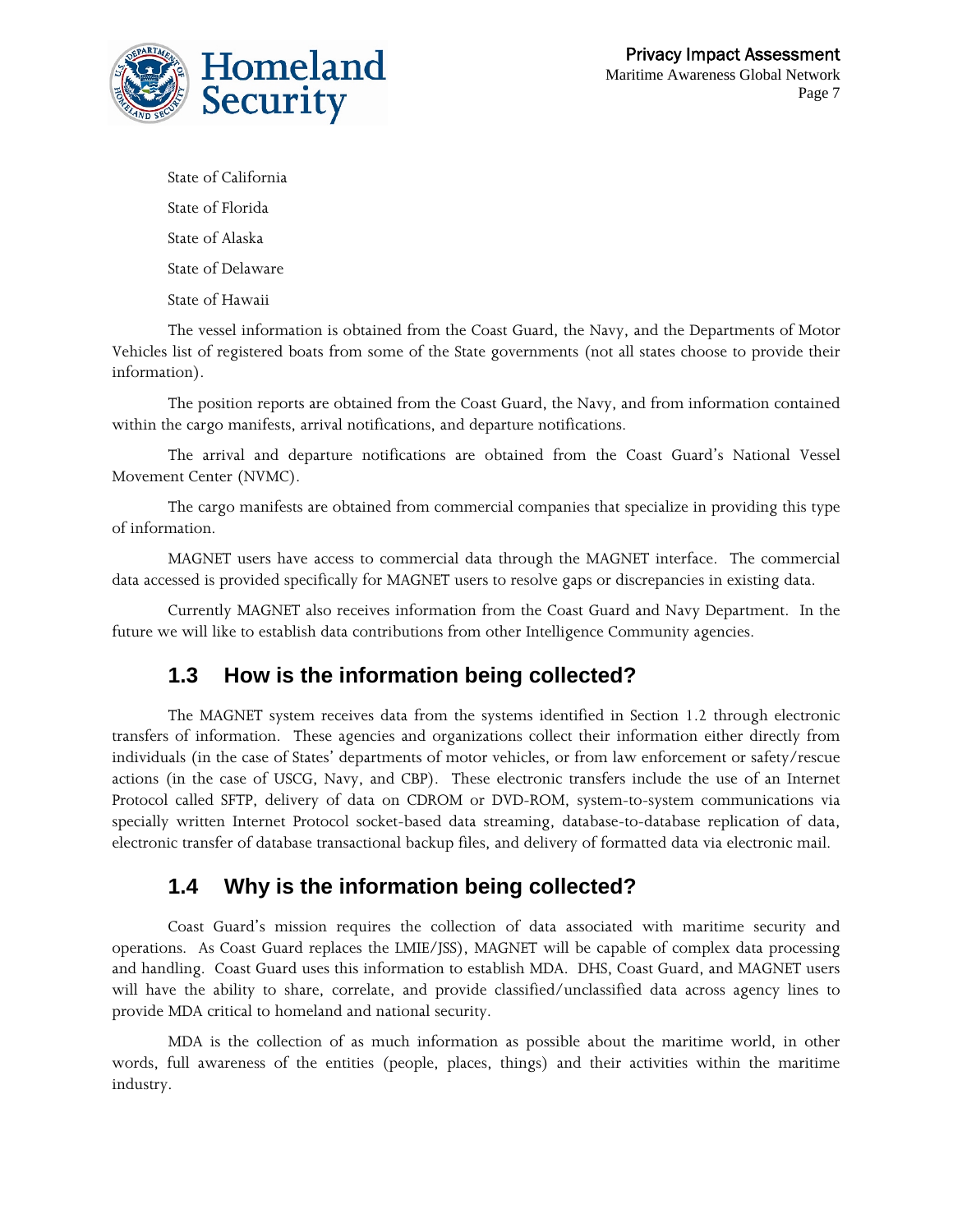State of California

State of Florida

State of Alaska

State of Delaware

State of Hawaii

The vessel information is obtained from the Coast Guard, the Navy, and the Departments of Motor Vehicles list of registered boats from some of the State governments (not all states choose to provide their information).

The position reports are obtained from the Coast Guard, the Navy, and from information contained within the cargo manifests, arrival notifications, and departure notifications.

The arrival and departure notifications are obtained from the Coast Guard's National Vessel Movement Center (NVMC).

The cargo manifests are obtained from commercial companies that specialize in providing this type of information.

MAGNET users have access to commercial data through the MAGNET interface. The commercial data accessed is provided specifically for MAGNET users to resolve gaps or discrepancies in existing data.

Currently MAGNET also receives information from the Coast Guard and Navy Department. In the future we will like to establish data contributions from other Intelligence Community agencies.

## 1.3 How is the information being collected?

The MAGNET system receives data from the systems identified in Section 1.2 through electronic transfers of information. These agencies and organizations collect their information either directly from individuals (in the case of States' departments of motor vehicles, or from law enforcement or safety/rescue actions (in the case of USCG, Navy, and CBP). These electronic transfers include the use of an Internet Protocol called SFTP, delivery of data on CDROM or DVD-ROM, system-to-system communications via specially written Internet Protocol socket-based data streaming, database-to-database replication of data, electronic transfer of database transactional backup files, and delivery of formatted data via electronic mail.

## 1.4 Why is the information being collected?

Coast Guard's mission requires the collection of data associated with maritime security and operations. As Coast Guard replaces the LMIE/JSS), MAGNET will be capable of complex data processing and handling. Coast Guard uses this information to establish MDA. DHS, Coast Guard, and MAGNET users will have the ability to share, correlate, and provide classified/unclassified data across agency lines to provide MDA critical to homeland and national security.

MDA is the collection of as much information as possible about the maritime world, in other words, full awareness of the entities (people, places, things) and their activities within the maritime industry.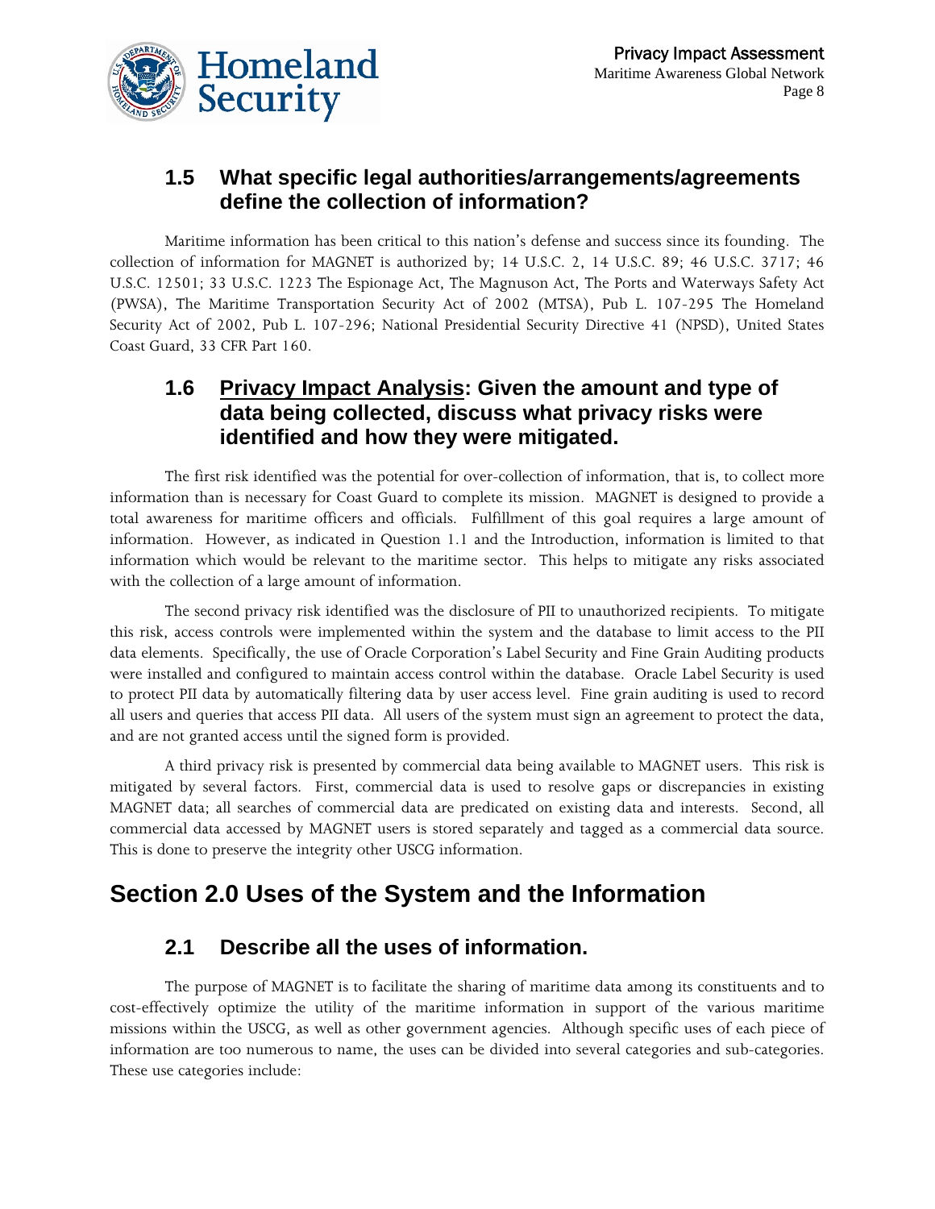### 1.5 What specific legal authorities/arrangements/agreements define the collection of information?

Maritime information has been critical to this nation's defense and success since its founding. The collection of information for MAGNET is authorized by; 14 U.S.C. 2, 14 U.S.C. 89; 46 U.S.C. 3717; 46 U.S.C. 12501; 33 U.S.C. 1223 The Espionage Act, The Magnuson Act, The Ports and Waterways Safety Act (PWSA), The Maritime Transportation Security Act of 2002 (MTSA), Pub L. 107-295 The Homeland Security Act of 2002, Pub L. 107-296; National Presidential Security Directive 41 (NPSD), United States Coast Guard, 33 CFR Part 160.

### 1.6 Privacy Impact Analysis: Given the amount and type of data being collected, discuss what privacy risks were identified and how they were mitigated.

The first risk identified was the potential for over-collection of information, that is, to collect more information than is necessary for Coast Guard to complete its mission. MAGNET is designed to provide a total awareness for maritime officers and officials. Fulfillment of this goal requires a large amount of information. However, as indicated in Question 1.1 and the Introduction, information is limited to that information which would be relevant to the maritime sector. This helps to mitigate any risks associated with the collection of a large amount of information.

The second privacy risk identified was the disclosure of PII to unauthorized recipients. To mitigate this risk, access controls were implemented within the system and the database to limit access to the PII data elements. Specifically, the use of Oracle Corporation's Label Security and Fine Grain Auditing products were installed and configured to maintain access control within the database. Oracle Label Security is used to protect PII data by automatically filtering data by user access level. Fine grain auditing is used to record all users and queries that access PII data. All users of the system must sign an agreement to protect the data, and are not granted access until the signed form is provided.

A third privacy risk is presented by commercial data being available to MAGNET users. This risk is mitigated by several factors. First, commercial data is used to resolve gaps or discrepancies in existing MAGNET data; all searches of commercial data are predicated on existing data and interests. Second, all commercial data accessed by MAGNET users is stored separately and tagged as a commercial data source. This is done to preserve the integrity other USCG information.

## Section 2.0 Uses of the System and the Information

### 2.1 Describe all the uses of information.

The purpose of MAGNET is to facilitate the sharing of maritime data among its constituents and to cost-effectively optimize the utility of the maritime information in support of the various maritime missions within the USCG, as well as other government agencies. Although specific uses of each piece of information are too numerous to name, the uses can be divided into several categories and sub-categories. These use categories include: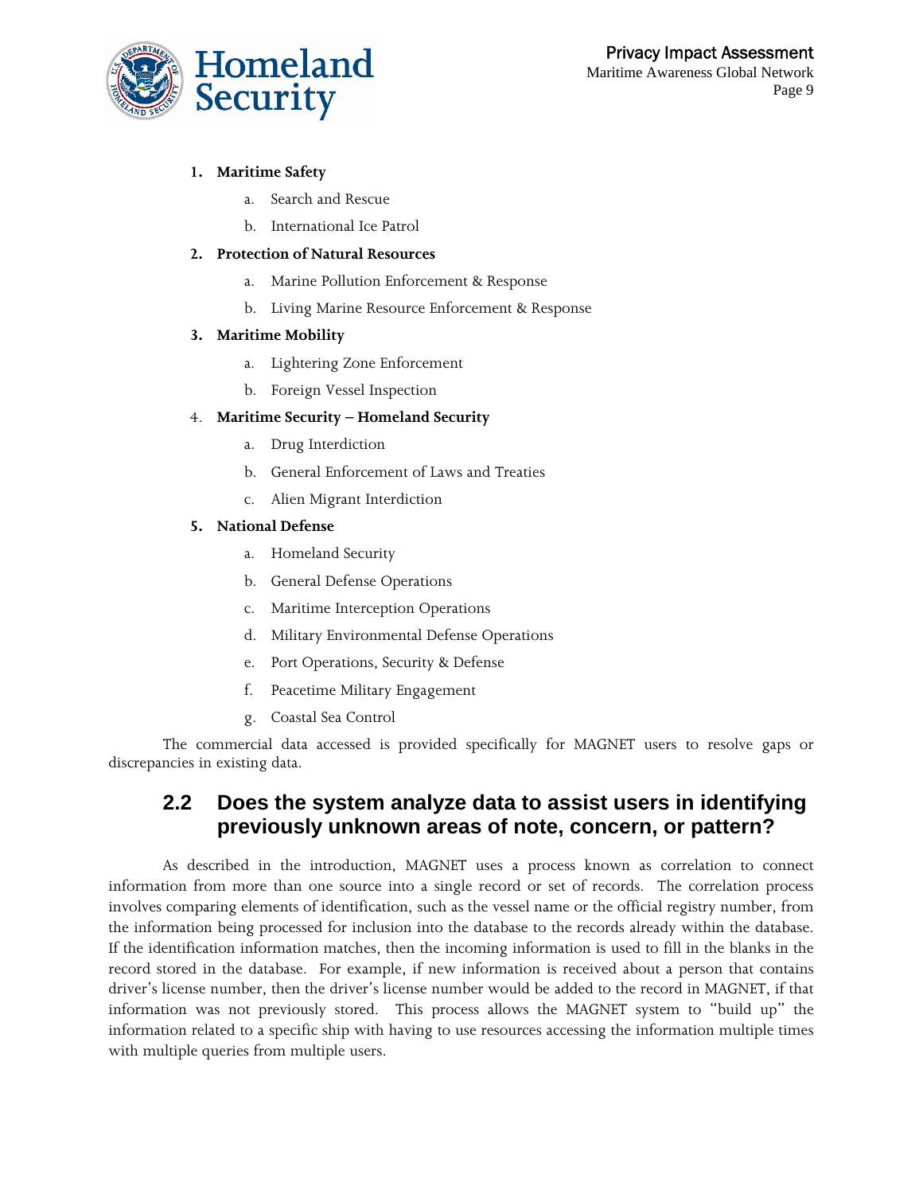1. **Maritime Safety**
    a. Search and Rescue
    b. International Ice Patrol
2. **Protection of Natural Resources**
    a. Marine Pollution Enforcement & Response
    b. Living Marine Resource Enforcement & Response
3. **Maritime Mobility**
    a. Lightering Zone Enforcement
    b. Foreign Vessel Inspection
4. **Maritime Security – Homeland Security**
    a. Drug Interdiction
    b. General Enforcement of Laws and Treaties
    c. Alien Migrant Interdiction
5. **National Defense**
    a. Homeland Security
    b. General Defense Operations
    c. Maritime Interception Operations
    d. Military Environmental Defense Operations
    e. Port Operations, Security & Defense
    f. Peacetime Military Engagement
    g. Coastal Sea Control

The commercial data accessed is provided specifically for MAGNET users to resolve gaps or discrepancies in existing data.

## 2.2 Does the system analyze data to assist users in identifying previously unknown areas of note, concern, or pattern?

As described in the introduction, MAGNET uses a process known as correlation to connect information from more than one source into a single record or set of records. The correlation process involves comparing elements of identification, such as the vessel name or the official registry number, from the information being processed for inclusion into the database to the records already within the database. If the identification information matches, then the incoming information is used to fill in the blanks in the record stored in the database. For example, if new information is received about a person that contains driver's license number, then the driver's license number would be added to the record in MAGNET, if that information was not previously stored. This process allows the MAGNET system to "build up" the information related to a specific ship with having to use resources accessing the information multiple times with multiple queries from multiple users.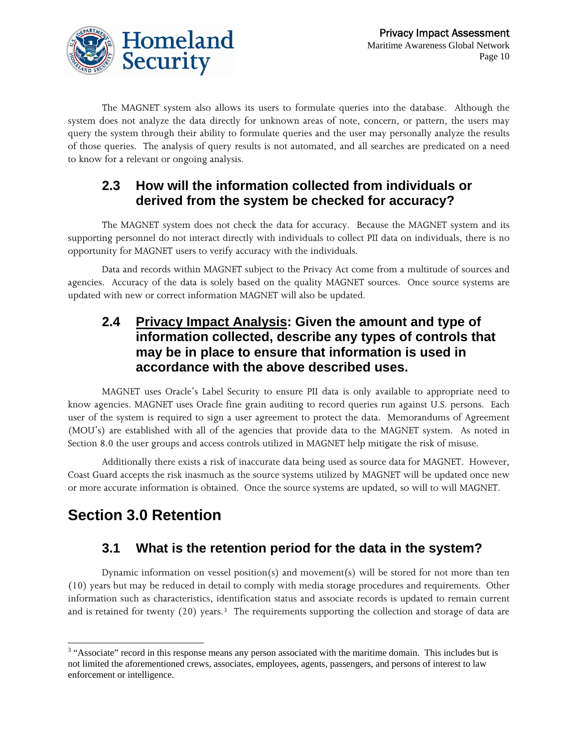The MAGNET system also allows its users to formulate queries into the database. Although the system does not analyze the data directly for unknown areas of note, concern, or pattern, the users may query the system through their ability to formulate queries and the user may personally analyze the results of those queries. The analysis of query results is not automated, and all searches are predicated on a need to know for a relevant or ongoing analysis.

### 2.3 How will the information collected from individuals or derived from the system be checked for accuracy?

The MAGNET system does not check the data for accuracy. Because the MAGNET system and its supporting personnel do not interact directly with individuals to collect PII data on individuals, there is no opportunity for MAGNET users to verify accuracy with the individuals.

Data and records within MAGNET subject to the Privacy Act come from a multitude of sources and agencies. Accuracy of the data is solely based on the quality MAGNET sources. Once source systems are updated with new or correct information MAGNET will also be updated.

### 2.4 Privacy Impact Analysis: Given the amount and type of information collected, describe any types of controls that may be in place to ensure that information is used in accordance with the above described uses.

MAGNET uses Oracle's Label Security to ensure PII data is only available to appropriate need to know agencies. MAGNET uses Oracle fine grain auditing to record queries run against U.S. persons. Each user of the system is required to sign a user agreement to protect the data. Memorandums of Agreement (MOU's) are established with all of the agencies that provide data to the MAGNET system. As noted in Section 8.0 the user groups and access controls utilized in MAGNET help mitigate the risk of misuse.

Additionally there exists a risk of inaccurate data being used as source data for MAGNET. However, Coast Guard accepts the risk inasmuch as the source systems utilized by MAGNET will be updated once new or more accurate information is obtained. Once the source systems are updated, so will to will MAGNET.

## Section 3.0 Retention

### 3.1 What is the retention period for the data in the system?

Dynamic information on vessel position(s) and movement(s) will be stored for not more than ten (10) years but may be reduced in detail to comply with media storage procedures and requirements. Other information such as characteristics, identification status and associate records is updated to remain current and is retained for twenty (20) years.[3] The requirements supporting the collection and storage of data are

[3] "Associate" record in this response means any person associated with the maritime domain. This includes but is not limited the aforementioned crews, associates, employees, agents, passengers, and persons of interest to law enforcement or intelligence.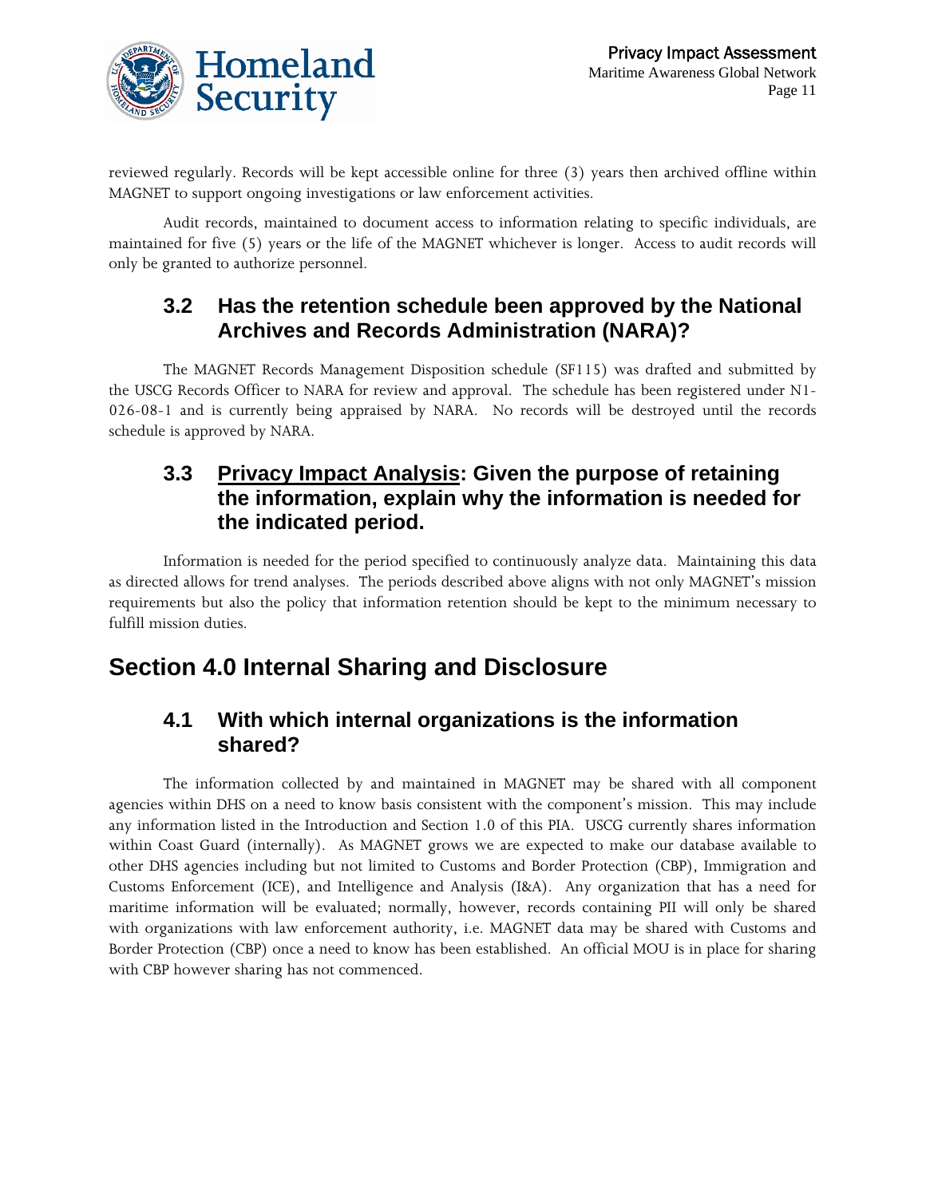reviewed regularly. Records will be kept accessible online for three (3) years then archived offline within MAGNET to support ongoing investigations or law enforcement activities.

Audit records, maintained to document access to information relating to specific individuals, are maintained for five (5) years or the life of the MAGNET whichever is longer. Access to audit records will only be granted to authorize personnel.

## 3.2 Has the retention schedule been approved by the National Archives and Records Administration (NARA)?

The MAGNET Records Management Disposition schedule (SF115) was drafted and submitted by the USCG Records Officer to NARA for review and approval. The schedule has been registered under N1-026-08-1 and is currently being appraised by NARA. No records will be destroyed until the records schedule is approved by NARA.

## 3.3 Privacy Impact Analysis: Given the purpose of retaining the information, explain why the information is needed for the indicated period.

Information is needed for the period specified to continuously analyze data. Maintaining this data as directed allows for trend analyses. The periods described above aligns with not only MAGNET's mission requirements but also the policy that information retention should be kept to the minimum necessary to fulfill mission duties.

# Section 4.0 Internal Sharing and Disclosure

## 4.1 With which internal organizations is the information shared?

The information collected by and maintained in MAGNET may be shared with all component agencies within DHS on a need to know basis consistent with the component's mission. This may include any information listed in the Introduction and Section 1.0 of this PIA. USCG currently shares information within Coast Guard (internally). As MAGNET grows we are expected to make our database available to other DHS agencies including but not limited to Customs and Border Protection (CBP), Immigration and Customs Enforcement (ICE), and Intelligence and Analysis (I&A). Any organization that has a need for maritime information will be evaluated; normally, however, records containing PII will only be shared with organizations with law enforcement authority, i.e. MAGNET data may be shared with Customs and Border Protection (CBP) once a need to know has been established. An official MOU is in place for sharing with CBP however sharing has not commenced.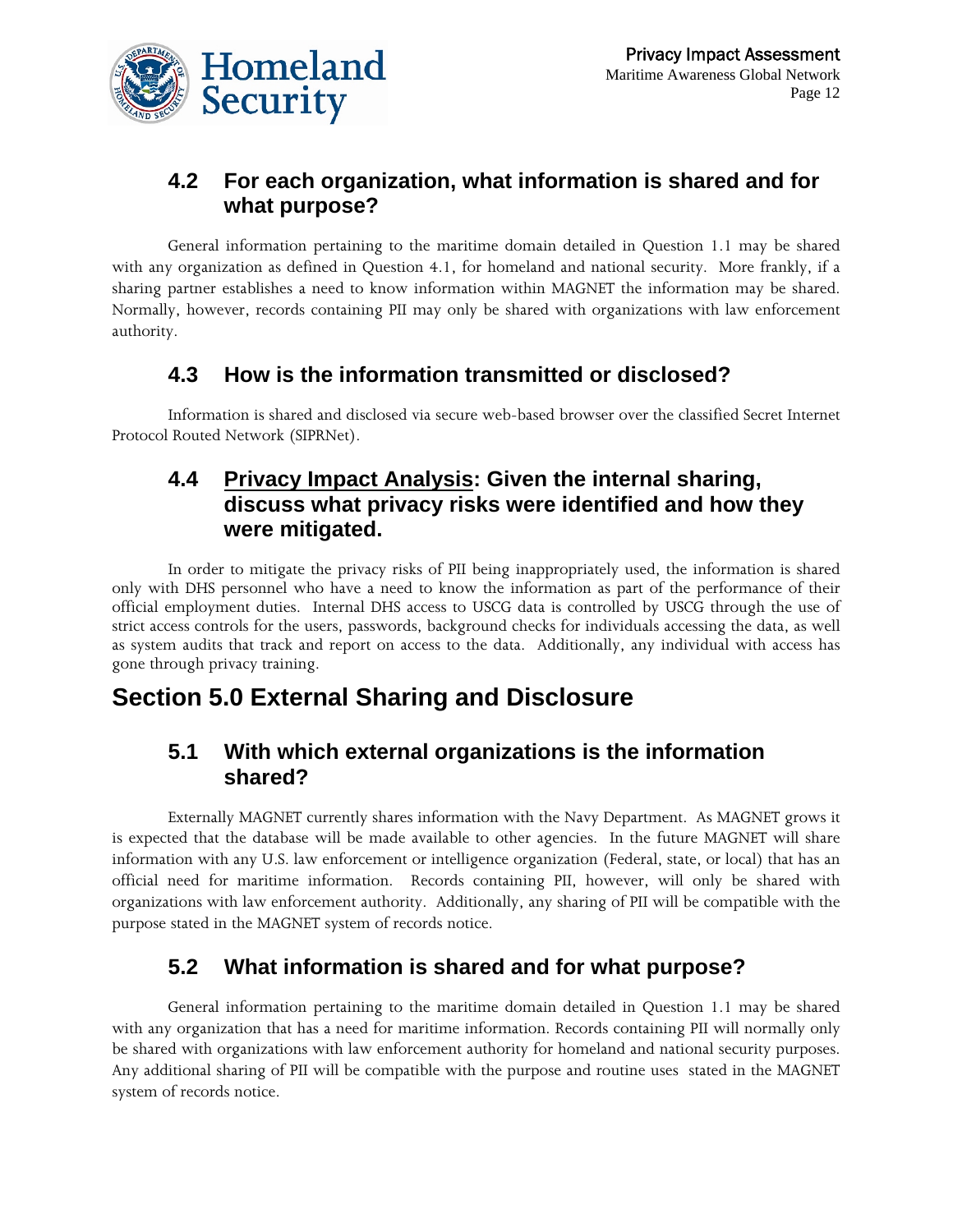### 4.2 For each organization, what information is shared and for what purpose?

General information pertaining to the maritime domain detailed in Question 1.1 may be shared with any organization as defined in Question 4.1, for homeland and national security. More frankly, if a sharing partner establishes a need to know information within MAGNET the information may be shared. Normally, however, records containing PII may only be shared with organizations with law enforcement authority.

### 4.3 How is the information transmitted or disclosed?

Information is shared and disclosed via secure web-based browser over the classified Secret Internet Protocol Routed Network (SIPRNet).

### 4.4 Privacy Impact Analysis: Given the internal sharing, discuss what privacy risks were identified and how they were mitigated.

In order to mitigate the privacy risks of PII being inappropriately used, the information is shared only with DHS personnel who have a need to know the information as part of the performance of their official employment duties. Internal DHS access to USCG data is controlled by USCG through the use of strict access controls for the users, passwords, background checks for individuals accessing the data, as well as system audits that track and report on access to the data. Additionally, any individual with access has gone through privacy training.

## Section 5.0 External Sharing and Disclosure

### 5.1 With which external organizations is the information shared?

Externally MAGNET currently shares information with the Navy Department. As MAGNET grows it is expected that the database will be made available to other agencies. In the future MAGNET will share information with any U.S. law enforcement or intelligence organization (Federal, state, or local) that has an official need for maritime information. Records containing PII, however, will only be shared with organizations with law enforcement authority. Additionally, any sharing of PII will be compatible with the purpose stated in the MAGNET system of records notice.

### 5.2 What information is shared and for what purpose?

General information pertaining to the maritime domain detailed in Question 1.1 may be shared with any organization that has a need for maritime information. Records containing PII will normally only be shared with organizations with law enforcement authority for homeland and national security purposes. Any additional sharing of PII will be compatible with the purpose and routine uses stated in the MAGNET system of records notice.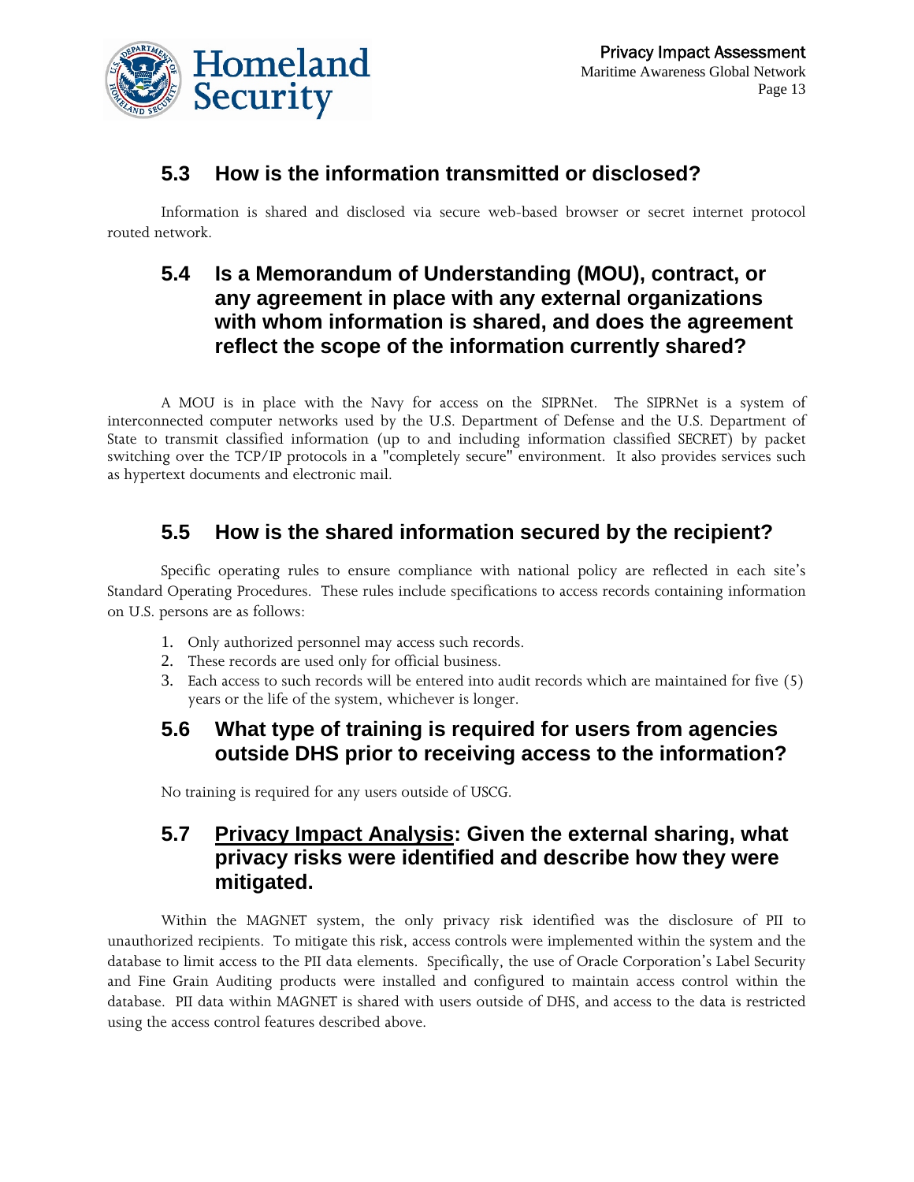### 5.3 How is the information transmitted or disclosed?

Information is shared and disclosed via secure web-based browser or secret internet protocol routed network.

### 5.4 Is a Memorandum of Understanding (MOU), contract, or any agreement in place with any external organizations with whom information is shared, and does the agreement reflect the scope of the information currently shared?

A MOU is in place with the Navy for access on the SIPRNet. The SIPRNet is a system of interconnected computer networks used by the U.S. Department of Defense and the U.S. Department of State to transmit classified information (up to and including information classified SECRET) by packet switching over the TCP/IP protocols in a "completely secure" environment. It also provides services such as hypertext documents and electronic mail.

### 5.5 How is the shared information secured by the recipient?

Specific operating rules to ensure compliance with national policy are reflected in each site's Standard Operating Procedures. These rules include specifications to access records containing information on U.S. persons are as follows:

1. Only authorized personnel may access such records.
2. These records are used only for official business.
3. Each access to such records will be entered into audit records which are maintained for five (5) years or the life of the system, whichever is longer.

### 5.6 What type of training is required for users from agencies outside DHS prior to receiving access to the information?

No training is required for any users outside of USCG.

### 5.7 Privacy Impact Analysis: Given the external sharing, what privacy risks were identified and describe how they were mitigated.

Within the MAGNET system, the only privacy risk identified was the disclosure of PII to unauthorized recipients. To mitigate this risk, access controls were implemented within the system and the database to limit access to the PII data elements. Specifically, the use of Oracle Corporation's Label Security and Fine Grain Auditing products were installed and configured to maintain access control within the database. PII data within MAGNET is shared with users outside of DHS, and access to the data is restricted using the access control features described above.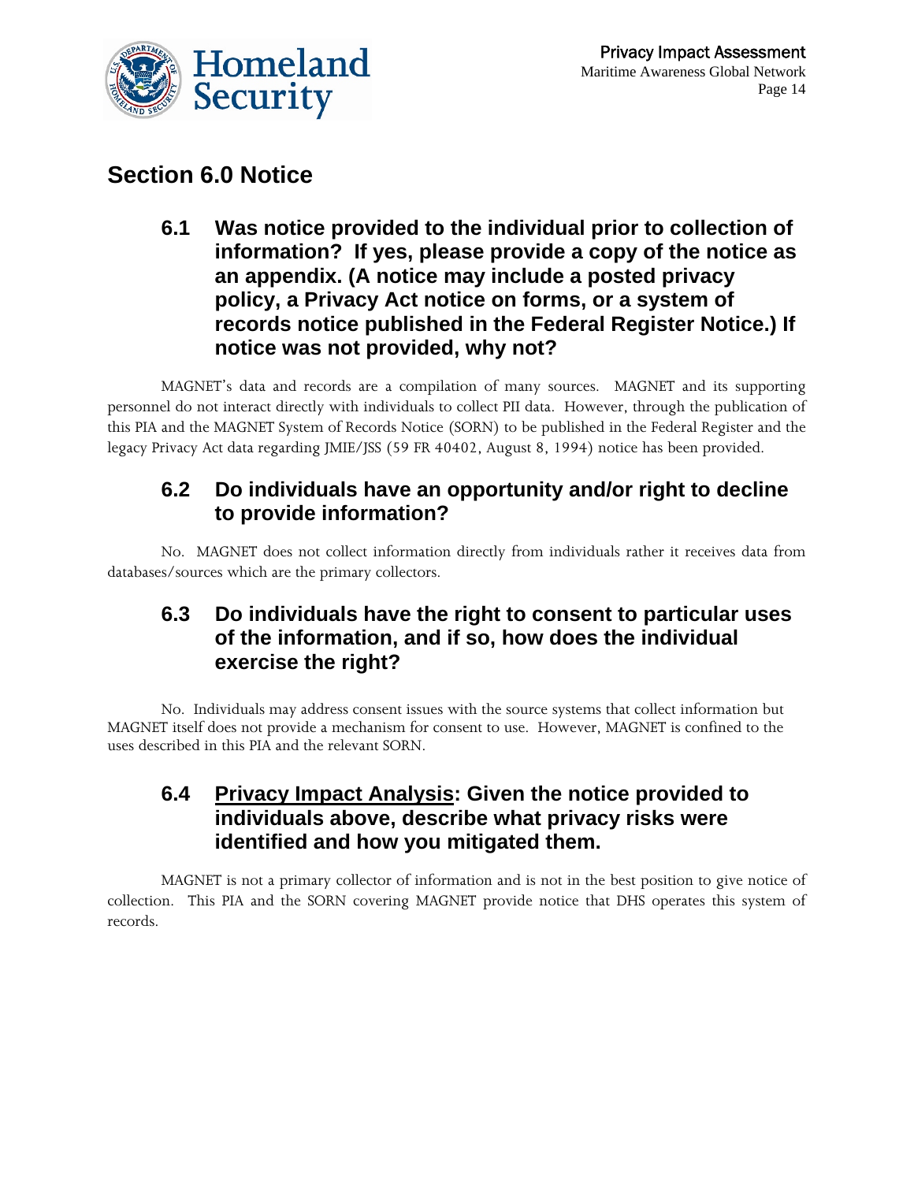## Section 6.0 Notice

### 6.1 Was notice provided to the individual prior to collection of information? If yes, please provide a copy of the notice as an appendix. (A notice may include a posted privacy policy, a Privacy Act notice on forms, or a system of records notice published in the Federal Register Notice.) If notice was not provided, why not?

MAGNET's data and records are a compilation of many sources. MAGNET and its supporting personnel do not interact directly with individuals to collect PII data. However, through the publication of this PIA and the MAGNET System of Records Notice (SORN) to be published in the Federal Register and the legacy Privacy Act data regarding JMIE/JSS (59 FR 40402, August 8, 1994) notice has been provided.

### 6.2 Do individuals have an opportunity and/or right to decline to provide information?

No. MAGNET does not collect information directly from individuals rather it receives data from databases/sources which are the primary collectors.

### 6.3 Do individuals have the right to consent to particular uses of the information, and if so, how does the individual exercise the right?

No. Individuals may address consent issues with the source systems that collect information but MAGNET itself does not provide a mechanism for consent to use. However, MAGNET is confined to the uses described in this PIA and the relevant SORN.

### 6.4 Privacy Impact Analysis: Given the notice provided to individuals above, describe what privacy risks were identified and how you mitigated them.

MAGNET is not a primary collector of information and is not in the best position to give notice of collection. This PIA and the SORN covering MAGNET provide notice that DHS operates this system of records.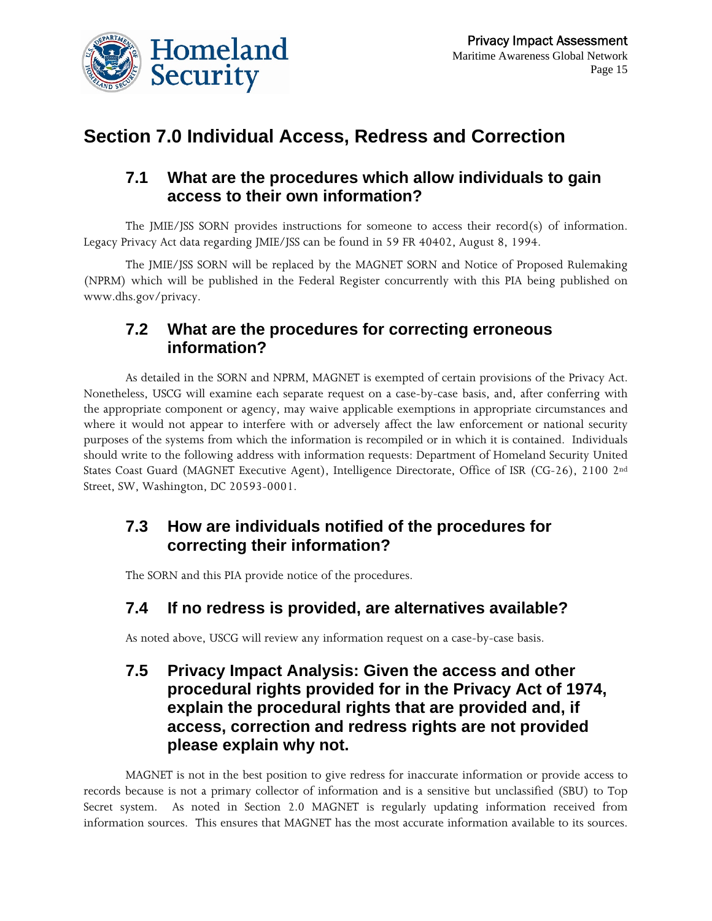# Section 7.0 Individual Access, Redress and Correction

## 7.1 What are the procedures which allow individuals to gain access to their own information?

The JMIE/JSS SORN provides instructions for someone to access their record(s) of information. Legacy Privacy Act data regarding JMIE/JSS can be found in 59 FR 40402, August 8, 1994.

The JMIE/JSS SORN will be replaced by the MAGNET SORN and Notice of Proposed Rulemaking (NPRM) which will be published in the Federal Register concurrently with this PIA being published on www.dhs.gov/privacy.

## 7.2 What are the procedures for correcting erroneous information?

As detailed in the SORN and NPRM, MAGNET is exempted of certain provisions of the Privacy Act. Nonetheless, USCG will examine each separate request on a case-by-case basis, and, after conferring with the appropriate component or agency, may waive applicable exemptions in appropriate circumstances and where it would not appear to interfere with or adversely affect the law enforcement or national security purposes of the systems from which the information is recompiled or in which it is contained. Individuals should write to the following address with information requests: Department of Homeland Security United States Coast Guard (MAGNET Executive Agent), Intelligence Directorate, Office of ISR (CG-26), 2100 2nd Street, SW, Washington, DC 20593-0001.

## 7.3 How are individuals notified of the procedures for correcting their information?

The SORN and this PIA provide notice of the procedures.

## 7.4 If no redress is provided, are alternatives available?

As noted above, USCG will review any information request on a case-by-case basis.

## 7.5 Privacy Impact Analysis: Given the access and other procedural rights provided for in the Privacy Act of 1974, explain the procedural rights that are provided and, if access, correction and redress rights are not provided please explain why not.

MAGNET is not in the best position to give redress for inaccurate information or provide access to records because is not a primary collector of information and is a sensitive but unclassified (SBU) to Top Secret system. As noted in Section 2.0 MAGNET is regularly updating information received from information sources. This ensures that MAGNET has the most accurate information available to its sources.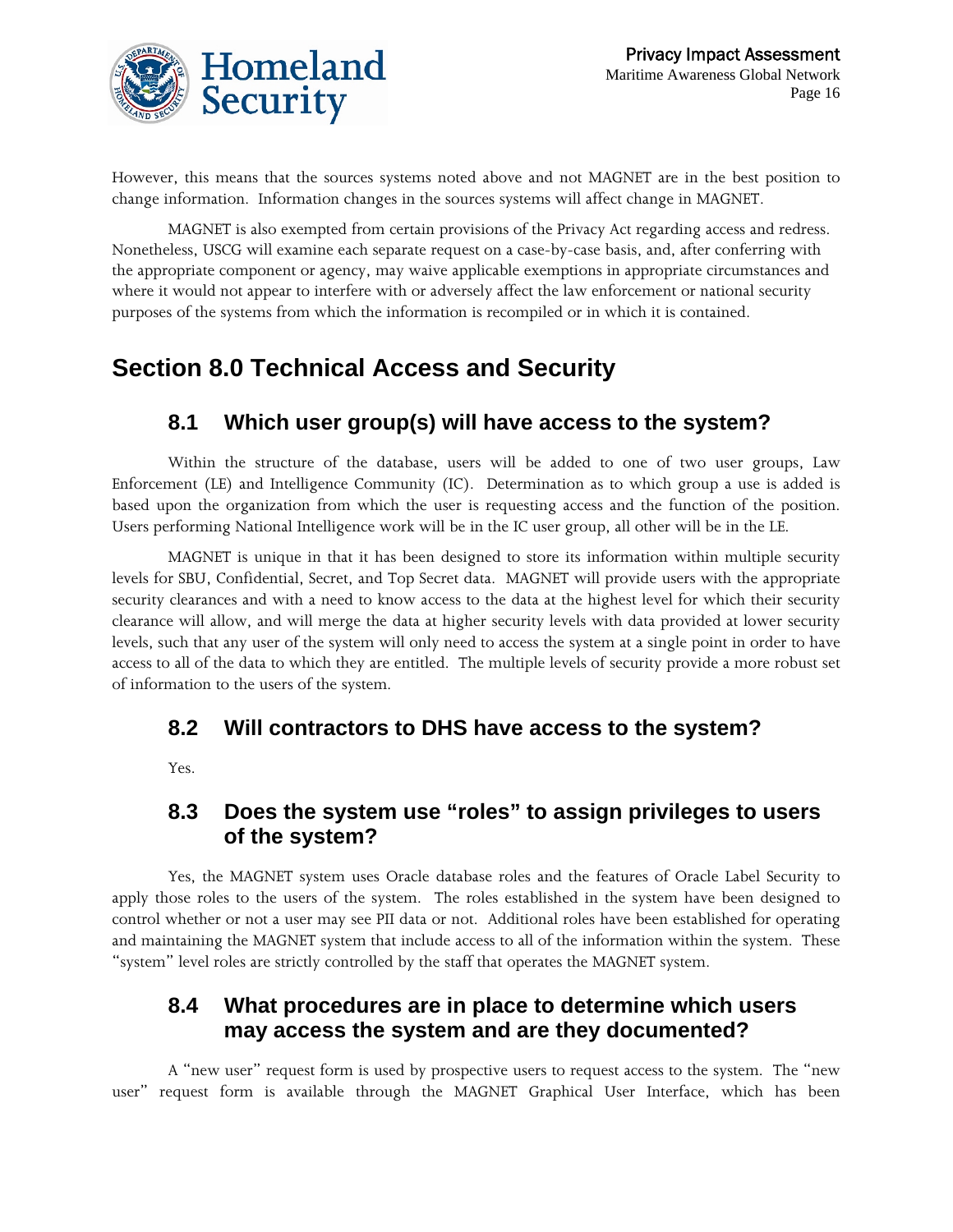However, this means that the sources systems noted above and not MAGNET are in the best position to change information. Information changes in the sources systems will affect change in MAGNET.

MAGNET is also exempted from certain provisions of the Privacy Act regarding access and redress. Nonetheless, USCG will examine each separate request on a case-by-case basis, and, after conferring with the appropriate component or agency, may waive applicable exemptions in appropriate circumstances and where it would not appear to interfere with or adversely affect the law enforcement or national security purposes of the systems from which the information is recompiled or in which it is contained.

# Section 8.0 Technical Access and Security

## 8.1 Which user group(s) will have access to the system?

Within the structure of the database, users will be added to one of two user groups, Law Enforcement (LE) and Intelligence Community (IC). Determination as to which group a use is added is based upon the organization from which the user is requesting access and the function of the position. Users performing National Intelligence work will be in the IC user group, all other will be in the LE.

MAGNET is unique in that it has been designed to store its information within multiple security levels for SBU, Confidential, Secret, and Top Secret data. MAGNET will provide users with the appropriate security clearances and with a need to know access to the data at the highest level for which their security clearance will allow, and will merge the data at higher security levels with data provided at lower security levels, such that any user of the system will only need to access the system at a single point in order to have access to all of the data to which they are entitled. The multiple levels of security provide a more robust set of information to the users of the system.

## 8.2 Will contractors to DHS have access to the system?

Yes.

## 8.3 Does the system use "roles" to assign privileges to users of the system?

Yes, the MAGNET system uses Oracle database roles and the features of Oracle Label Security to apply those roles to the users of the system. The roles established in the system have been designed to control whether or not a user may see PII data or not. Additional roles have been established for operating and maintaining the MAGNET system that include access to all of the information within the system. These "system" level roles are strictly controlled by the staff that operates the MAGNET system.

## 8.4 What procedures are in place to determine which users may access the system and are they documented?

A "new user" request form is used by prospective users to request access to the system. The "new user" request form is available through the MAGNET Graphical User Interface, which has been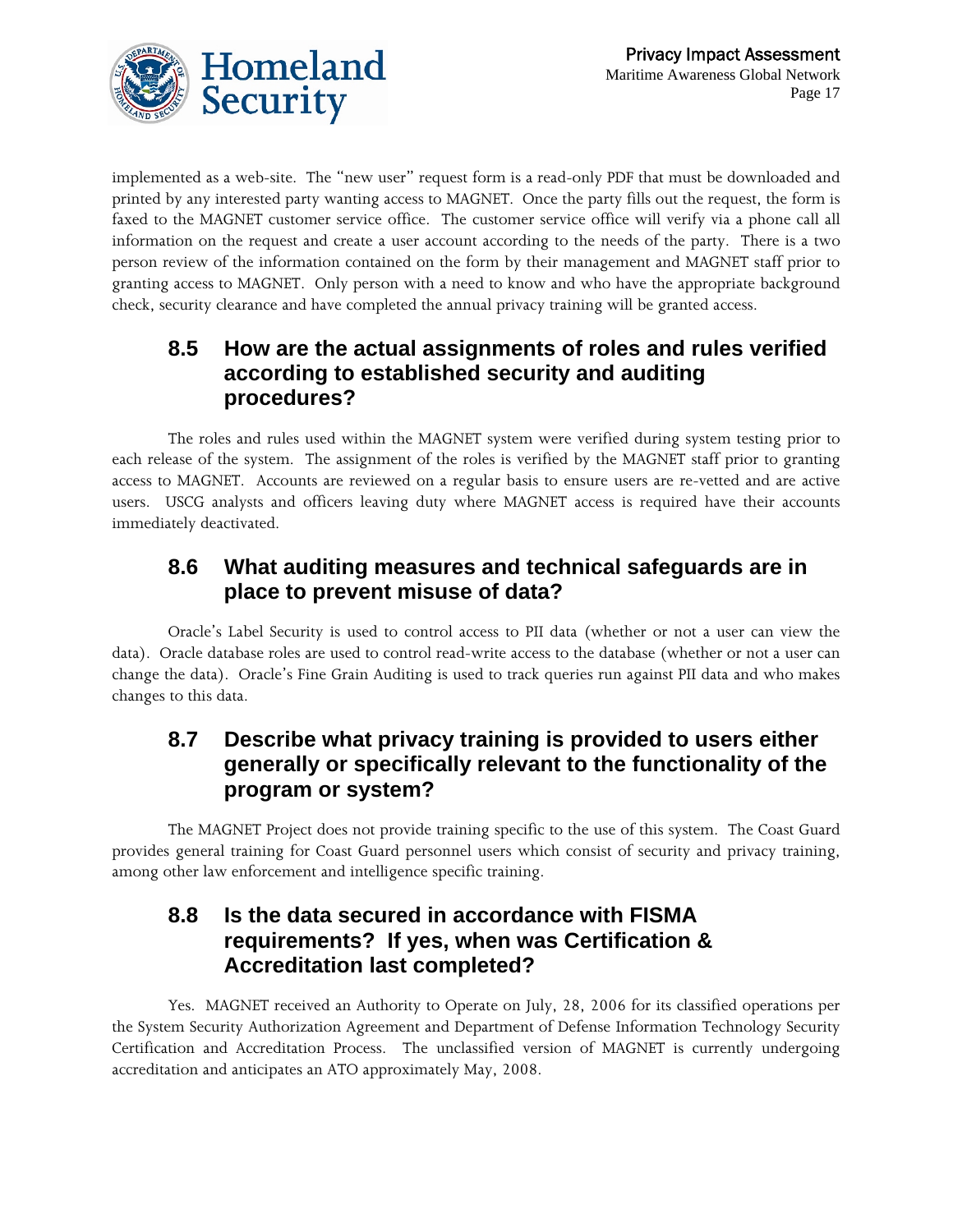implemented as a web-site. The "new user" request form is a read-only PDF that must be downloaded and printed by any interested party wanting access to MAGNET. Once the party fills out the request, the form is faxed to the MAGNET customer service office. The customer service office will verify via a phone call all information on the request and create a user account according to the needs of the party. There is a two person review of the information contained on the form by their management and MAGNET staff prior to granting access to MAGNET. Only person with a need to know and who have the appropriate background check, security clearance and have completed the annual privacy training will be granted access.

## 8.5 How are the actual assignments of roles and rules verified according to established security and auditing procedures?

The roles and rules used within the MAGNET system were verified during system testing prior to each release of the system. The assignment of the roles is verified by the MAGNET staff prior to granting access to MAGNET. Accounts are reviewed on a regular basis to ensure users are re-vetted and are active users. USCG analysts and officers leaving duty where MAGNET access is required have their accounts immediately deactivated.

## 8.6 What auditing measures and technical safeguards are in place to prevent misuse of data?

Oracle's Label Security is used to control access to PII data (whether or not a user can view the data). Oracle database roles are used to control read-write access to the database (whether or not a user can change the data). Oracle's Fine Grain Auditing is used to track queries run against PII data and who makes changes to this data.

## 8.7 Describe what privacy training is provided to users either generally or specifically relevant to the functionality of the program or system?

The MAGNET Project does not provide training specific to the use of this system. The Coast Guard provides general training for Coast Guard personnel users which consist of security and privacy training, among other law enforcement and intelligence specific training.

## 8.8 Is the data secured in accordance with FISMA requirements? If yes, when was Certification & Accreditation last completed?

Yes. MAGNET received an Authority to Operate on July, 28, 2006 for its classified operations per the System Security Authorization Agreement and Department of Defense Information Technology Security Certification and Accreditation Process. The unclassified version of MAGNET is currently undergoing accreditation and anticipates an ATO approximately May, 2008.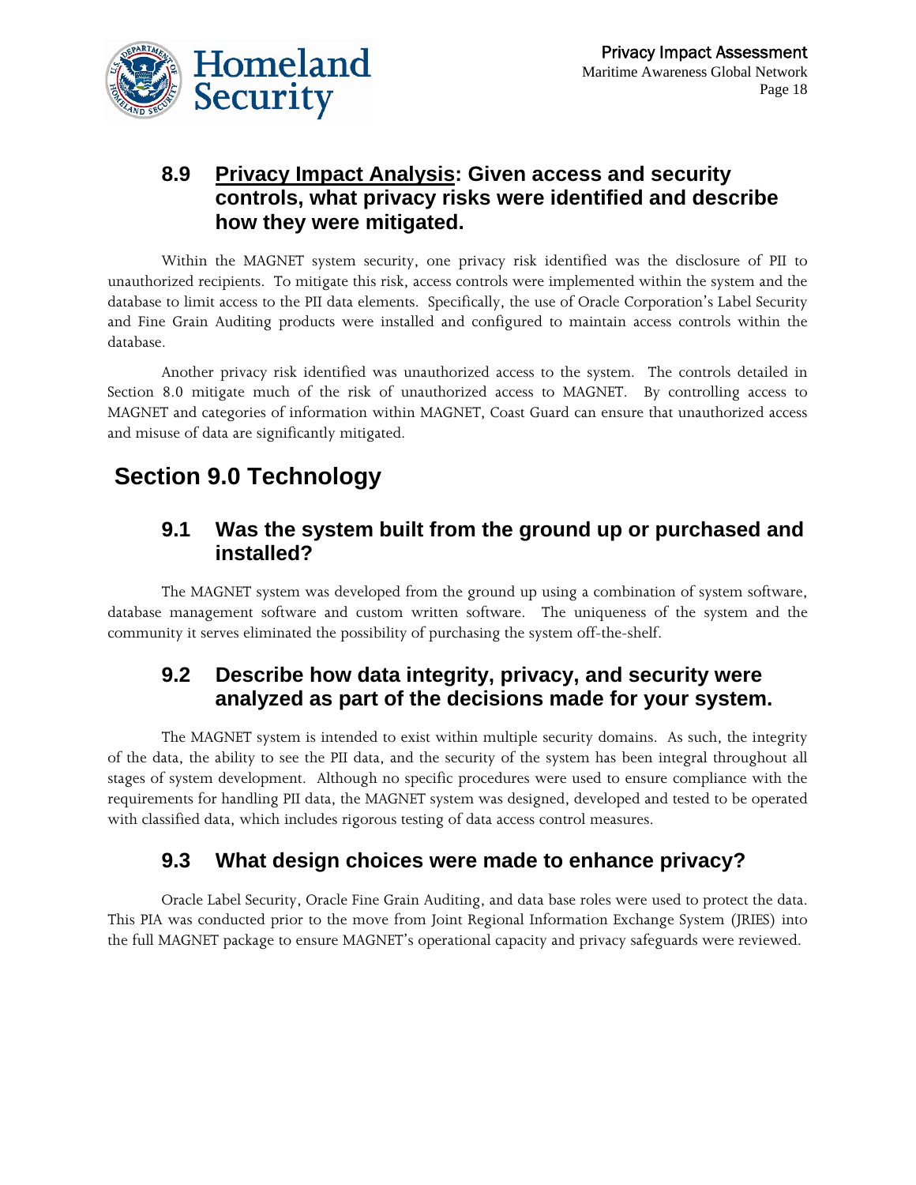### 8.9 <u>Privacy Impact Analysis</u>: Given access and security controls, what privacy risks were identified and describe how they were mitigated.

Within the MAGNET system security, one privacy risk identified was the disclosure of PII to unauthorized recipients. To mitigate this risk, access controls were implemented within the system and the database to limit access to the PII data elements. Specifically, the use of Oracle Corporation's Label Security and Fine Grain Auditing products were installed and configured to maintain access controls within the database.

Another privacy risk identified was unauthorized access to the system. The controls detailed in Section 8.0 mitigate much of the risk of unauthorized access to MAGNET. By controlling access to MAGNET and categories of information within MAGNET, Coast Guard can ensure that unauthorized access and misuse of data are significantly mitigated.

## Section 9.0 Technology

### 9.1 Was the system built from the ground up or purchased and installed?

The MAGNET system was developed from the ground up using a combination of system software, database management software and custom written software. The uniqueness of the system and the community it serves eliminated the possibility of purchasing the system off-the-shelf.

### 9.2 Describe how data integrity, privacy, and security were analyzed as part of the decisions made for your system.

The MAGNET system is intended to exist within multiple security domains. As such, the integrity of the data, the ability to see the PII data, and the security of the system has been integral throughout all stages of system development. Although no specific procedures were used to ensure compliance with the requirements for handling PII data, the MAGNET system was designed, developed and tested to be operated with classified data, which includes rigorous testing of data access control measures.

### 9.3 What design choices were made to enhance privacy?

Oracle Label Security, Oracle Fine Grain Auditing, and data base roles were used to protect the data. This PIA was conducted prior to the move from Joint Regional Information Exchange System (JRIES) into the full MAGNET package to ensure MAGNET's operational capacity and privacy safeguards were reviewed.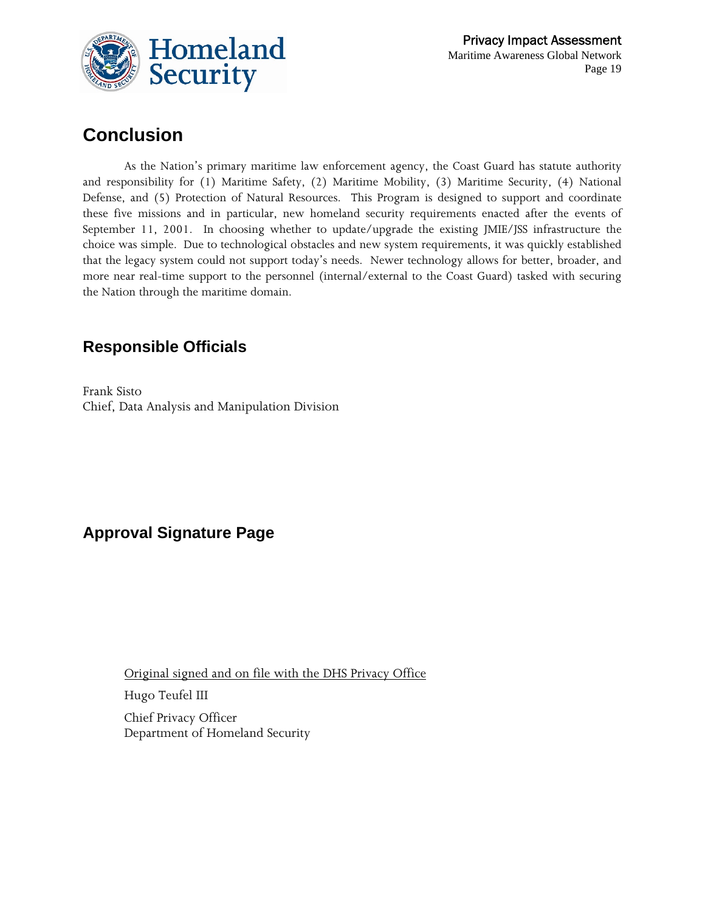## Conclusion

As the Nation's primary maritime law enforcement agency, the Coast Guard has statute authority and responsibility for (1) Maritime Safety, (2) Maritime Mobility, (3) Maritime Security, (4) National Defense, and (5) Protection of Natural Resources. This Program is designed to support and coordinate these five missions and in particular, new homeland security requirements enacted after the events of September 11, 2001. In choosing whether to update/upgrade the existing JMIE/JSS infrastructure the choice was simple. Due to technological obstacles and new system requirements, it was quickly established that the legacy system could not support today's needs. Newer technology allows for better, broader, and more near real-time support to the personnel (internal/external to the Coast Guard) tasked with securing the Nation through the maritime domain.

## Responsible Officials

Frank Sisto
Chief, Data Analysis and Manipulation Division

## Approval Signature Page

Original signed and on file with the DHS Privacy Office

Hugo Teufel III

Chief Privacy Officer
Department of Homeland Security